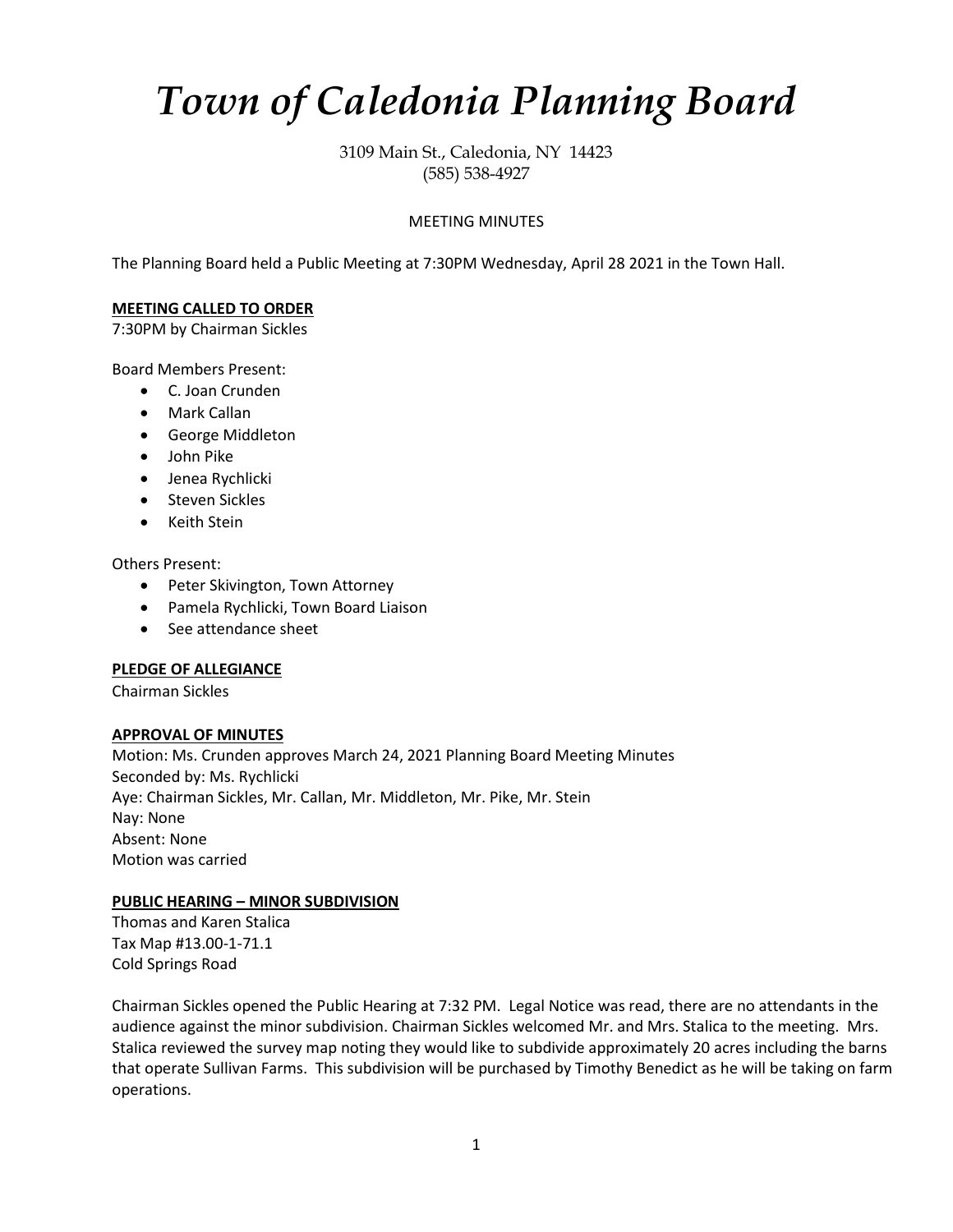# *Town of Caledonia Planning Board*

3109 Main St., Caledonia, NY 14423
(585) 538-4927

MEETING MINUTES

The Planning Board held a Public Meeting at 7:30PM Wednesday, April 28 2021 in the Town Hall.

**MEETING CALLED TO ORDER**
7:30PM by Chairman Sickles

Board Members Present:

- C. Joan Crunden
- Mark Callan
- George Middleton
- John Pike
- Jenea Rychlicki
- Steven Sickles
- Keith Stein

Others Present:

- Peter Skivington, Town Attorney
- Pamela Rychlicki, Town Board Liaison
- See attendance sheet

**PLEDGE OF ALLEGIANCE**
Chairman Sickles

**APPROVAL OF MINUTES**
Motion: Ms. Crunden approves March 24, 2021 Planning Board Meeting Minutes
Seconded by: Ms. Rychlicki
Aye: Chairman Sickles, Mr. Callan, Mr. Middleton, Mr. Pike, Mr. Stein
Nay: None
Absent: None
Motion was carried

**PUBLIC HEARING – MINOR SUBDIVISION**
Thomas and Karen Stalica
Tax Map #13.00-1-71.1
Cold Springs Road

Chairman Sickles opened the Public Hearing at 7:32 PM. Legal Notice was read, there are no attendants in the audience against the minor subdivision. Chairman Sickles welcomed Mr. and Mrs. Stalica to the meeting. Mrs. Stalica reviewed the survey map noting they would like to subdivide approximately 20 acres including the barns that operate Sullivan Farms. This subdivision will be purchased by Timothy Benedict as he will be taking on farm operations.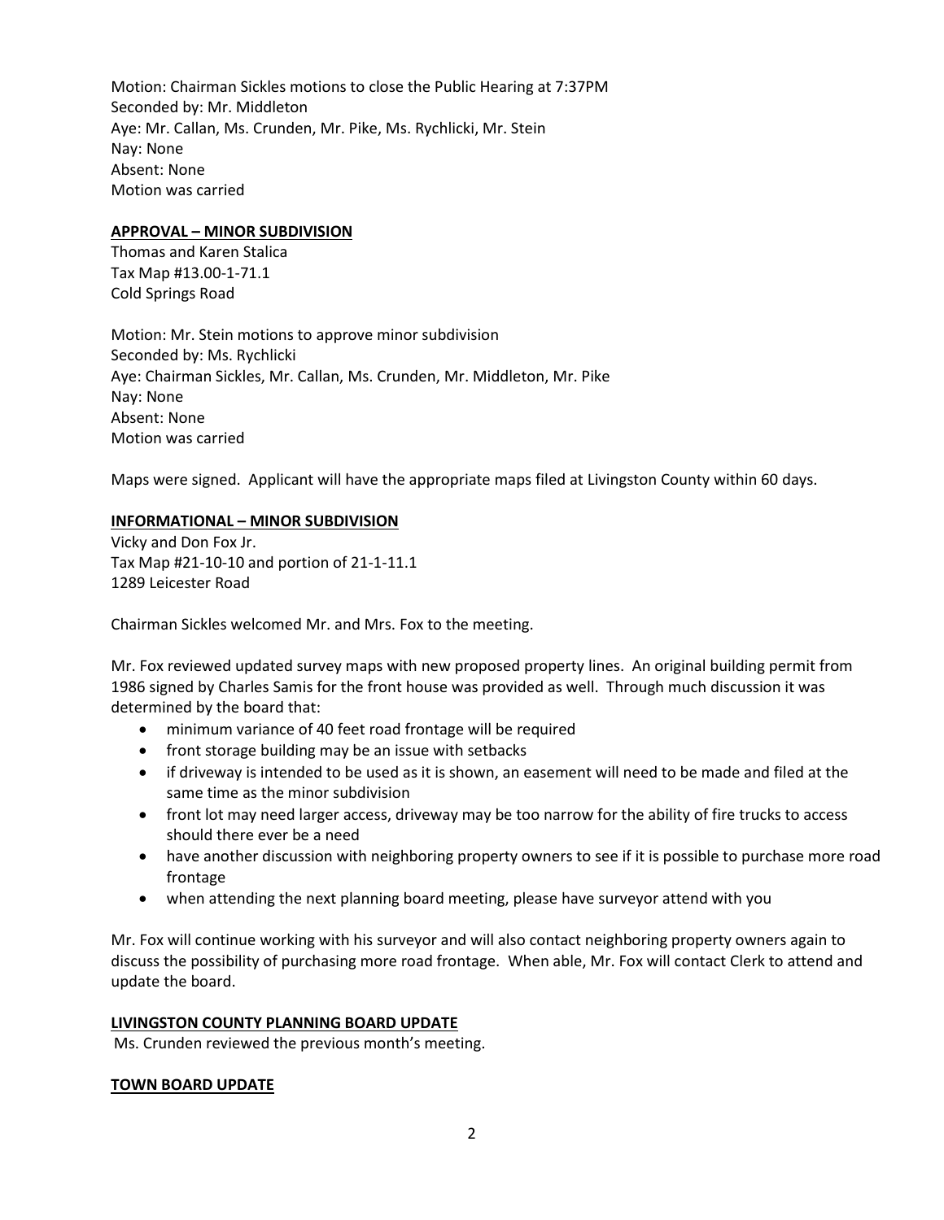Motion: Chairman Sickles motions to close the Public Hearing at 7:37PM
Seconded by: Mr. Middleton
Aye: Mr. Callan, Ms. Crunden, Mr. Pike, Ms. Rychlicki, Mr. Stein
Nay: None
Absent: None
Motion was carried

**<u>APPROVAL – MINOR SUBDIVISION</u>**
Thomas and Karen Stalica
Tax Map #13.00-1-71.1
Cold Springs Road

Motion: Mr. Stein motions to approve minor subdivision
Seconded by: Ms. Rychlicki
Aye: Chairman Sickles, Mr. Callan, Ms. Crunden, Mr. Middleton, Mr. Pike
Nay: None
Absent: None
Motion was carried

Maps were signed. Applicant will have the appropriate maps filed at Livingston County within 60 days.

**<u>INFORMATIONAL – MINOR SUBDIVISION</u>**
Vicky and Don Fox Jr.
Tax Map #21-10-10 and portion of 21-1-11.1
1289 Leicester Road

Chairman Sickles welcomed Mr. and Mrs. Fox to the meeting.

Mr. Fox reviewed updated survey maps with new proposed property lines. An original building permit from 1986 signed by Charles Samis for the front house was provided as well. Through much discussion it was determined by the board that:

- minimum variance of 40 feet road frontage will be required
- front storage building may be an issue with setbacks
- if driveway is intended to be used as it is shown, an easement will need to be made and filed at the same time as the minor subdivision
- front lot may need larger access, driveway may be too narrow for the ability of fire trucks to access should there ever be a need
- have another discussion with neighboring property owners to see if it is possible to purchase more road frontage
- when attending the next planning board meeting, please have surveyor attend with you

Mr. Fox will continue working with his surveyor and will also contact neighboring property owners again to discuss the possibility of purchasing more road frontage. When able, Mr. Fox will contact Clerk to attend and update the board.

**<u>LIVINGSTON COUNTY PLANNING BOARD UPDATE</u>**
Ms. Crunden reviewed the previous month's meeting.

**<u>TOWN BOARD UPDATE</u>**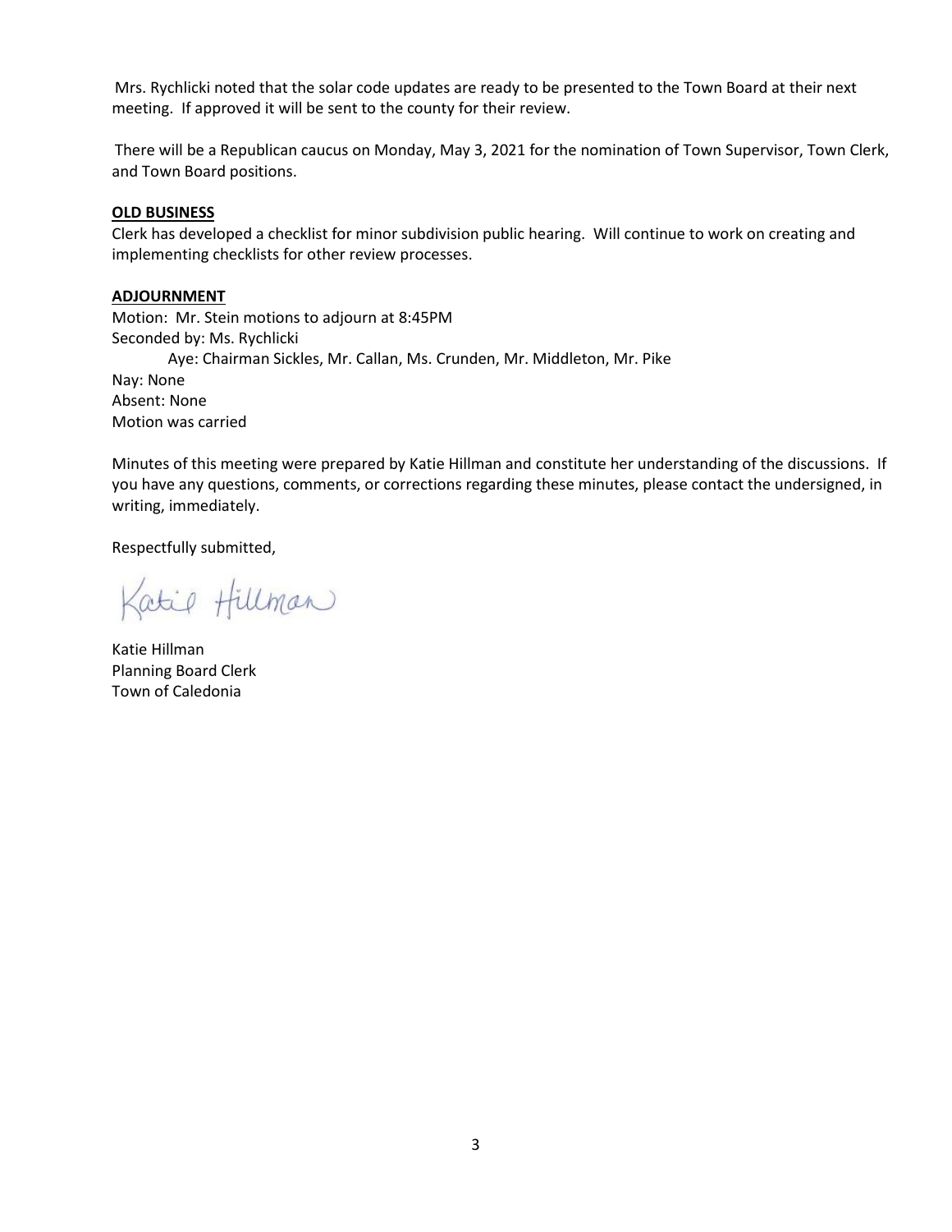Mrs. Rychlicki noted that the solar code updates are ready to be presented to the Town Board at their next meeting. If approved it will be sent to the county for their review.

There will be a Republican caucus on Monday, May 3, 2021 for the nomination of Town Supervisor, Town Clerk, and Town Board positions.

**OLD BUSINESS**

Clerk has developed a checklist for minor subdivision public hearing. Will continue to work on creating and implementing checklists for other review processes.

**ADJOURNMENT**

Motion: Mr. Stein motions to adjourn at 8:45PM
Seconded by: Ms. Rychlicki
Aye: Chairman Sickles, Mr. Callan, Ms. Crunden, Mr. Middleton, Mr. Pike
Nay: None
Absent: None
Motion was carried

Minutes of this meeting were prepared by Katie Hillman and constitute her understanding of the discussions. If you have any questions, comments, or corrections regarding these minutes, please contact the undersigned, in writing, immediately.

Respectfully submitted,

Katie Hillman

Katie Hillman
Planning Board Clerk
Town of Caledonia